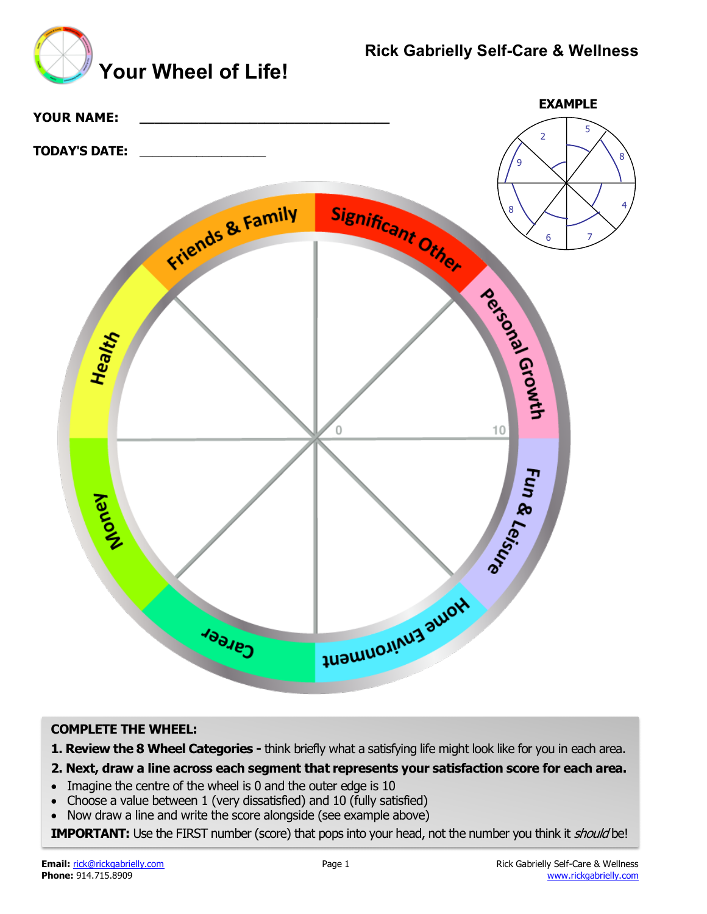# Your Wheel of Life!

**Rick Gabrielly Self-Care & Wellness**

**YOUR NAME:** ________________________________

**TODAY'S DATE:** ________________

**EXAMPLE**

Friends & Family

Significant Other

Personal Growth

Fun & Leisure

Home Environment

Career

Money

Health

0

10

**COMPLETE THE WHEEL:**

**1. Review the 8 Wheel Categories -** think briefly what a satisfying life might look like for you in each area.

**2. Next, draw a line across each segment that represents your satisfaction score for each area.**

- Imagine the centre of the wheel is 0 and the outer edge is 10
- Choose a value between 1 (very dissatisfied) and 10 (fully satisfied)
- Now draw a line and write the score alongside (see example above)

**IMPORTANT:** Use the FIRST number (score) that pops into your head, not the number you think it *should* be!

**Email:** rick@rickgabrielly.com
**Phone:** 914.715.8909

Rick Gabrielly Self-Care & Wellness
www.rickgabrielly.com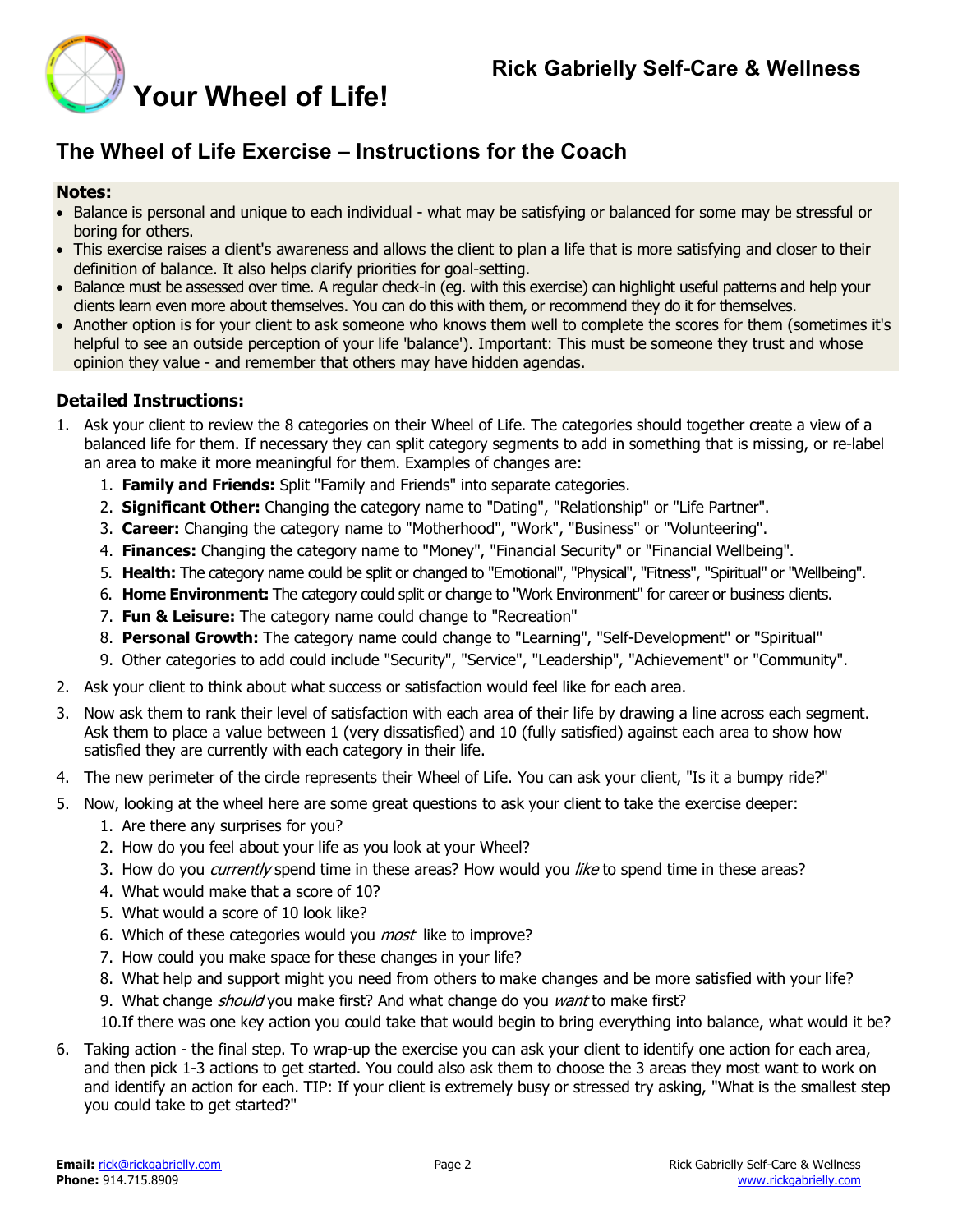# Your Wheel of Life!

## Rick Gabrielly Self-Care & Wellness

## The Wheel of Life Exercise – Instructions for the Coach

**Notes:**

- Balance is personal and unique to each individual - what may be satisfying or balanced for some may be stressful or boring for others.
- This exercise raises a client's awareness and allows the client to plan a life that is more satisfying and closer to their definition of balance. It also helps clarify priorities for goal-setting.
- Balance must be assessed over time. A regular check-in (eg. with this exercise) can highlight useful patterns and help your clients learn even more about themselves. You can do this with them, or recommend they do it for themselves.
- Another option is for your client to ask someone who knows them well to complete the scores for them (sometimes it's helpful to see an outside perception of your life 'balance'). Important: This must be someone they trust and whose opinion they value - and remember that others may have hidden agendas.

### Detailed Instructions:

1. Ask your client to review the 8 categories on their Wheel of Life. The categories should together create a view of a balanced life for them. If necessary they can split category segments to add in something that is missing, or re-label an area to make it more meaningful for them. Examples of changes are:
   1. **Family and Friends:** Split "Family and Friends" into separate categories.
   2. **Significant Other:** Changing the category name to "Dating", "Relationship" or "Life Partner".
   3. **Career:** Changing the category name to "Motherhood", "Work", "Business" or "Volunteering".
   4. **Finances:** Changing the category name to "Money", "Financial Security" or "Financial Wellbeing".
   5. **Health:** The category name could be split or changed to "Emotional", "Physical", "Fitness", "Spiritual" or "Wellbeing".
   6. **Home Environment:** The category could split or change to "Work Environment" for career or business clients.
   7. **Fun & Leisure:** The category name could change to "Recreation"
   8. **Personal Growth:** The category name could change to "Learning", "Self-Development" or "Spiritual"
   9. Other categories to add could include "Security", "Service", "Leadership", "Achievement" or "Community".
2. Ask your client to think about what success or satisfaction would feel like for each area.
3. Now ask them to rank their level of satisfaction with each area of their life by drawing a line across each segment. Ask them to place a value between 1 (very dissatisfied) and 10 (fully satisfied) against each area to show how satisfied they are currently with each category in their life.
4. The new perimeter of the circle represents their Wheel of Life. You can ask your client, "Is it a bumpy ride?"
5. Now, looking at the wheel here are some great questions to ask your client to take the exercise deeper:
   1. Are there any surprises for you?
   2. How do you feel about your life as you look at your Wheel?
   3. How do you *currently* spend time in these areas? How would you *like* to spend time in these areas?
   4. What would make that a score of 10?
   5. What would a score of 10 look like?
   6. Which of these categories would you *most* like to improve?
   7. How could you make space for these changes in your life?
   8. What help and support might you need from others to make changes and be more satisfied with your life?
   9. What change *should* you make first? And what change do you *want* to make first?
   10. If there was one key action you could take that would begin to bring everything into balance, what would it be?
6. Taking action - the final step. To wrap-up the exercise you can ask your client to identify one action for each area, and then pick 1-3 actions to get started. You could also ask them to choose the 3 areas they most want to work on and identify an action for each. TIP: If your client is extremely busy or stressed try asking, "What is the smallest step you could take to get started?"

**Email:** rick@rickgabrielly.com
**Phone:** 914.715.8909

Rick Gabrielly Self-Care & Wellness
www.rickgabrielly.com